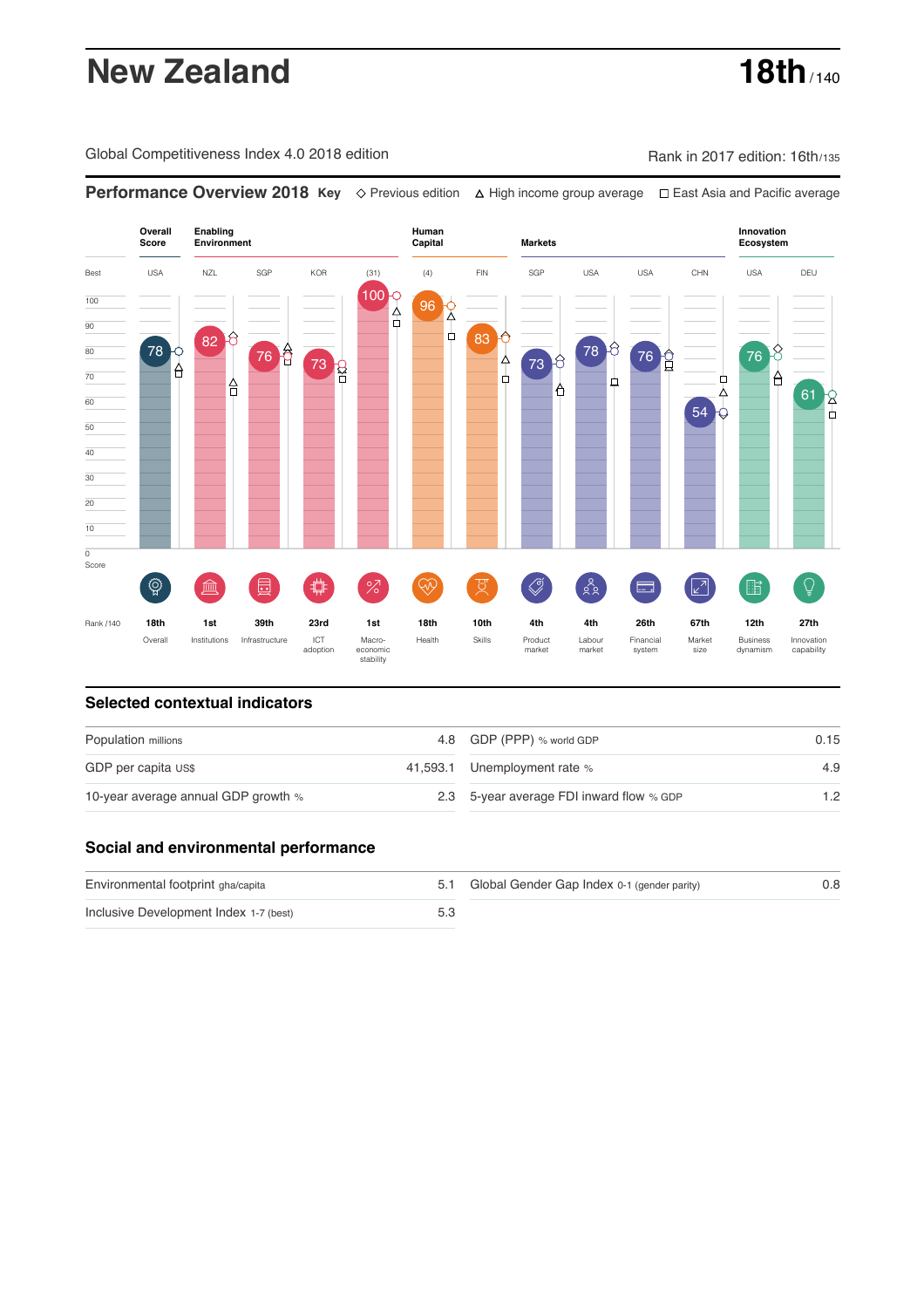# New Zealand

**18th** / 140

Global Competitiveness Index 4.0 2018 edition

Rank in 2017 edition: 16th/135

## Performance Overview 2018

**Key** ◇ Previous edition △ High income group average □ East Asia and Pacific average

| | Overall Score | Enabling Environment | | | | Human Capital | | Markets | | | | Innovation Ecosystem | |
|---|---|---|---|---|---|---|---|---|---|---|---|---|---|
| Best | USA | NZL | SGP | KOR | (31) | (4) | FIN | SGP | USA | USA | CHN | USA | DEU |
| Score | 78 | 82 | 76 | 73 | 100 | 96 | 83 | 73 | 78 | 76 | 54 | 76 | 61 |
| Rank /140 | 18th | 1st | 39th | 23rd | 1st | 18th | 10th | 4th | 4th | 26th | 67th | 12th | 27th |
| | Overall | Institutions | Infrastructure | ICT adoption | Macro-economic stability | Health | Skills | Product market | Labour market | Financial system | Market size | Business dynamism | Innovation capability |

## Selected contextual indicators

| | | | |
|---|---|---|---|
| Population millions | 4.8 | GDP (PPP) % world GDP | 0.15 |
| GDP per capita US$ | 41,593.1 | Unemployment rate % | 4.9 |
| 10-year average annual GDP growth % | 2.3 | 5-year average FDI inward flow % GDP | 1.2 |

## Social and environmental performance

| | | | |
|---|---|---|---|
| Environmental footprint gha/capita | 5.1 | Global Gender Gap Index 0-1 (gender parity) | 0.8 |
| Inclusive Development Index 1-7 (best) | 5.3 | | |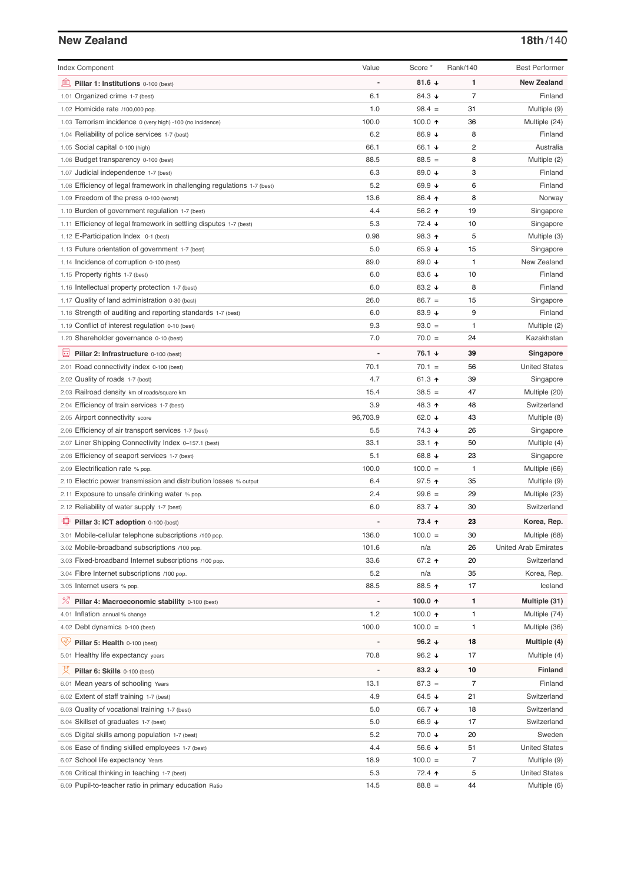## New Zealand

**18th**/140

| Index Component | Value | Score * | Rank/140 | Best Performer |
|---|---|---|---|---|
| **Pillar 1: Institutions** 0-100 (best) | - | **81.6 ↓** | **1** | **New Zealand** |
| 1.01 Organized crime 1-7 (best) | 6.1 | 84.3 ↓ | 7 | Finland |
| 1.02 Homicide rate /100,000 pop. | 1.0 | 98.4 = | 31 | Multiple (9) |
| 1.03 Terrorism incidence 0 (very high) -100 (no incidence) | 100.0 | 100.0 ↑ | 36 | Multiple (24) |
| 1.04 Reliability of police services 1-7 (best) | 6.2 | 86.9 ↓ | 8 | Finland |
| 1.05 Social capital 0-100 (high) | 66.1 | 66.1 ↓ | 2 | Australia |
| 1.06 Budget transparency 0-100 (best) | 88.5 | 88.5 = | 8 | Multiple (2) |
| 1.07 Judicial independence 1-7 (best) | 6.3 | 89.0 ↓ | 3 | Finland |
| 1.08 Efficiency of legal framework in challenging regulations 1-7 (best) | 5.2 | 69.9 ↓ | 6 | Finland |
| 1.09 Freedom of the press 0-100 (worst) | 13.6 | 86.4 ↑ | 8 | Norway |
| 1.10 Burden of government regulation 1-7 (best) | 4.4 | 56.2 ↑ | 19 | Singapore |
| 1.11 Efficiency of legal framework in settling disputes 1-7 (best) | 5.3 | 72.4 ↓ | 10 | Singapore |
| 1.12 E-Participation Index 0-1 (best) | 0.98 | 98.3 ↑ | 5 | Multiple (3) |
| 1.13 Future orientation of government 1-7 (best) | 5.0 | 65.9 ↓ | 15 | Singapore |
| 1.14 Incidence of corruption 0-100 (best) | 89.0 | 89.0 ↓ | 1 | New Zealand |
| 1.15 Property rights 1-7 (best) | 6.0 | 83.6 ↓ | 10 | Finland |
| 1.16 Intellectual property protection 1-7 (best) | 6.0 | 83.2 ↓ | 8 | Finland |
| 1.17 Quality of land administration 0-30 (best) | 26.0 | 86.7 = | 15 | Singapore |
| 1.18 Strength of auditing and reporting standards 1-7 (best) | 6.0 | 83.9 ↓ | 9 | Finland |
| 1.19 Conflict of interest regulation 0-10 (best) | 9.3 | 93.0 = | 1 | Multiple (2) |
| 1.20 Shareholder governance 0-10 (best) | 7.0 | 70.0 = | 24 | Kazakhstan |
| **Pillar 2: Infrastructure** 0-100 (best) | - | **76.1 ↓** | **39** | **Singapore** |
| 2.01 Road connectivity index 0-100 (best) | 70.1 | 70.1 = | 56 | United States |
| 2.02 Quality of roads 1-7 (best) | 4.7 | 61.3 ↑ | 39 | Singapore |
| 2.03 Railroad density km of roads/square km | 15.4 | 38.5 = | 47 | Multiple (20) |
| 2.04 Efficiency of train services 1-7 (best) | 3.9 | 48.3 ↑ | 48 | Switzerland |
| 2.05 Airport connectivity score | 96,703.9 | 62.0 ↓ | 43 | Multiple (8) |
| 2.06 Efficiency of air transport services 1-7 (best) | 5.5 | 74.3 ↓ | 26 | Singapore |
| 2.07 Liner Shipping Connectivity Index 0–157.1 (best) | 33.1 | 33.1 ↑ | 50 | Multiple (4) |
| 2.08 Efficiency of seaport services 1-7 (best) | 5.1 | 68.8 ↓ | 23 | Singapore |
| 2.09 Electrification rate % pop. | 100.0 | 100.0 = | 1 | Multiple (66) |
| 2.10 Electric power transmission and distribution losses % output | 6.4 | 97.5 ↑ | 35 | Multiple (9) |
| 2.11 Exposure to unsafe drinking water % pop. | 2.4 | 99.6 = | 29 | Multiple (23) |
| 2.12 Reliability of water supply 1-7 (best) | 6.0 | 83.7 ↓ | 30 | Switzerland |
| **Pillar 3: ICT adoption** 0-100 (best) | - | **73.4 ↑** | **23** | **Korea, Rep.** |
| 3.01 Mobile-cellular telephone subscriptions /100 pop. | 136.0 | 100.0 = | 30 | Multiple (68) |
| 3.02 Mobile-broadband subscriptions /100 pop. | 101.6 | n/a | 26 | United Arab Emirates |
| 3.03 Fixed-broadband Internet subscriptions /100 pop. | 33.6 | 67.2 ↑ | 20 | Switzerland |
| 3.04 Fibre Internet subscriptions /100 pop. | 5.2 | n/a | 35 | Korea, Rep. |
| 3.05 Internet users % pop. | 88.5 | 88.5 ↑ | 17 | Iceland |
| **Pillar 4: Macroeconomic stability** 0-100 (best) | - | **100.0 ↑** | **1** | **Multiple (31)** |
| 4.01 Inflation annual % change | 1.2 | 100.0 ↑ | 1 | Multiple (74) |
| 4.02 Debt dynamics 0-100 (best) | 100.0 | 100.0 = | 1 | Multiple (36) |
| **Pillar 5: Health** 0-100 (best) | - | **96.2 ↓** | **18** | **Multiple (4)** |
| 5.01 Healthy life expectancy years | 70.8 | 96.2 ↓ | 17 | Multiple (4) |
| **Pillar 6: Skills** 0-100 (best) | - | **83.2 ↓** | **10** | **Finland** |
| 6.01 Mean years of schooling Years | 13.1 | 87.3 = | 7 | Finland |
| 6.02 Extent of staff training 1-7 (best) | 4.9 | 64.5 ↓ | 21 | Switzerland |
| 6.03 Quality of vocational training 1-7 (best) | 5.0 | 66.7 ↓ | 18 | Switzerland |
| 6.04 Skillset of graduates 1-7 (best) | 5.0 | 66.9 ↓ | 17 | Switzerland |
| 6.05 Digital skills among population 1-7 (best) | 5.2 | 70.0 ↓ | 20 | Sweden |
| 6.06 Ease of finding skilled employees 1-7 (best) | 4.4 | 56.6 ↓ | 51 | United States |
| 6.07 School life expectancy Years | 18.9 | 100.0 = | 7 | Multiple (9) |
| 6.08 Critical thinking in teaching 1-7 (best) | 5.3 | 72.4 ↑ | 5 | United States |
| 6.09 Pupil-to-teacher ratio in primary education Ratio | 14.5 | 88.8 = | 44 | Multiple (6) |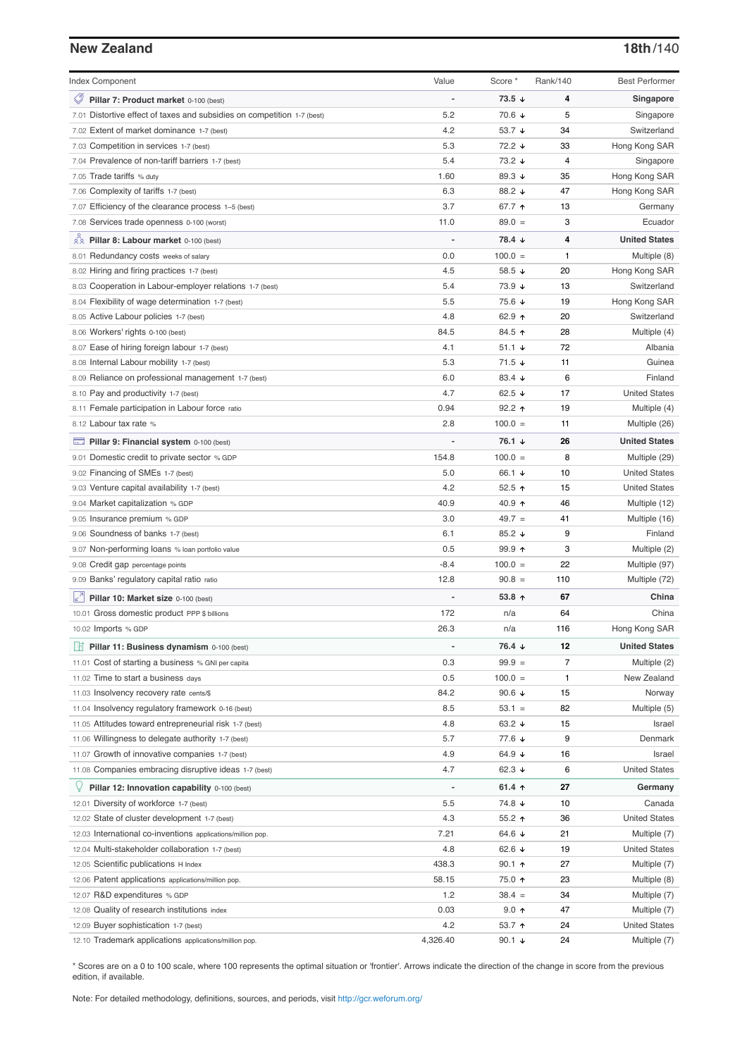## New Zealand

**18th**/140

| Index Component | Value | Score * | Rank/140 | Best Performer |
|---|---|---|---|---|
| **Pillar 7: Product market** 0-100 (best) | - | **73.5 ↓** | **4** | **Singapore** |
| 7.01 Distortive effect of taxes and subsidies on competition 1-7 (best) | 5.2 | 70.6 ↓ | 5 | Singapore |
| 7.02 Extent of market dominance 1-7 (best) | 4.2 | 53.7 ↓ | 34 | Switzerland |
| 7.03 Competition in services 1-7 (best) | 5.3 | 72.2 ↓ | 33 | Hong Kong SAR |
| 7.04 Prevalence of non-tariff barriers 1-7 (best) | 5.4 | 73.2 ↓ | 4 | Singapore |
| 7.05 Trade tariffs % duty | 1.60 | 89.3 ↓ | 35 | Hong Kong SAR |
| 7.06 Complexity of tariffs 1-7 (best) | 6.3 | 88.2 ↓ | 47 | Hong Kong SAR |
| 7.07 Efficiency of the clearance process 1–5 (best) | 3.7 | 67.7 ↑ | 13 | Germany |
| 7.08 Services trade openness 0-100 (worst) | 11.0 | 89.0 = | 3 | Ecuador |
| **Pillar 8: Labour market** 0-100 (best) | - | **78.4 ↓** | **4** | **United States** |
| 8.01 Redundancy costs weeks of salary | 0.0 | 100.0 = | 1 | Multiple (8) |
| 8.02 Hiring and firing practices 1-7 (best) | 4.5 | 58.5 ↓ | 20 | Hong Kong SAR |
| 8.03 Cooperation in Labour-employer relations 1-7 (best) | 5.4 | 73.9 ↓ | 13 | Switzerland |
| 8.04 Flexibility of wage determination 1-7 (best) | 5.5 | 75.6 ↓ | 19 | Hong Kong SAR |
| 8.05 Active Labour policies 1-7 (best) | 4.8 | 62.9 ↑ | 20 | Switzerland |
| 8.06 Workers' rights 0-100 (best) | 84.5 | 84.5 ↑ | 28 | Multiple (4) |
| 8.07 Ease of hiring foreign labour 1-7 (best) | 4.1 | 51.1 ↓ | 72 | Albania |
| 8.08 Internal Labour mobility 1-7 (best) | 5.3 | 71.5 ↓ | 11 | Guinea |
| 8.09 Reliance on professional management 1-7 (best) | 6.0 | 83.4 ↓ | 6 | Finland |
| 8.10 Pay and productivity 1-7 (best) | 4.7 | 62.5 ↓ | 17 | United States |
| 8.11 Female participation in Labour force ratio | 0.94 | 92.2 ↑ | 19 | Multiple (4) |
| 8.12 Labour tax rate % | 2.8 | 100.0 = | 11 | Multiple (26) |
| **Pillar 9: Financial system** 0-100 (best) | - | **76.1 ↓** | **26** | **United States** |
| 9.01 Domestic credit to private sector % GDP | 154.8 | 100.0 = | 8 | Multiple (29) |
| 9.02 Financing of SMEs 1-7 (best) | 5.0 | 66.1 ↓ | 10 | United States |
| 9.03 Venture capital availability 1-7 (best) | 4.2 | 52.5 ↑ | 15 | United States |
| 9.04 Market capitalization % GDP | 40.9 | 40.9 ↑ | 46 | Multiple (12) |
| 9.05 Insurance premium % GDP | 3.0 | 49.7 = | 41 | Multiple (16) |
| 9.06 Soundness of banks 1-7 (best) | 6.1 | 85.2 ↓ | 9 | Finland |
| 9.07 Non-performing loans % loan portfolio value | 0.5 | 99.9 ↑ | 3 | Multiple (2) |
| 9.08 Credit gap percentage points | -8.4 | 100.0 = | 22 | Multiple (97) |
| 9.09 Banks' regulatory capital ratio ratio | 12.8 | 90.8 = | 110 | Multiple (72) |
| **Pillar 10: Market size** 0-100 (best) | - | **53.8 ↑** | **67** | **China** |
| 10.01 Gross domestic product PPP $ billions | 172 | n/a | 64 | China |
| 10.02 Imports % GDP | 26.3 | n/a | 116 | Hong Kong SAR |
| **Pillar 11: Business dynamism** 0-100 (best) | - | **76.4 ↓** | **12** | **United States** |
| 11.01 Cost of starting a business % GNI per capita | 0.3 | 99.9 = | 7 | Multiple (2) |
| 11.02 Time to start a business days | 0.5 | 100.0 = | 1 | New Zealand |
| 11.03 Insolvency recovery rate cents/$ | 84.2 | 90.6 ↓ | 15 | Norway |
| 11.04 Insolvency regulatory framework 0-16 (best) | 8.5 | 53.1 = | 82 | Multiple (5) |
| 11.05 Attitudes toward entrepreneurial risk 1-7 (best) | 4.8 | 63.2 ↓ | 15 | Israel |
| 11.06 Willingness to delegate authority 1-7 (best) | 5.7 | 77.6 ↓ | 9 | Denmark |
| 11.07 Growth of innovative companies 1-7 (best) | 4.9 | 64.9 ↓ | 16 | Israel |
| 11.08 Companies embracing disruptive ideas 1-7 (best) | 4.7 | 62.3 ↓ | 6 | United States |
| **Pillar 12: Innovation capability** 0-100 (best) | - | **61.4 ↑** | **27** | **Germany** |
| 12.01 Diversity of workforce 1-7 (best) | 5.5 | 74.8 ↓ | 10 | Canada |
| 12.02 State of cluster development 1-7 (best) | 4.3 | 55.2 ↑ | 36 | United States |
| 12.03 International co-inventions applications/million pop. | 7.21 | 64.6 ↓ | 21 | Multiple (7) |
| 12.04 Multi-stakeholder collaboration 1-7 (best) | 4.8 | 62.6 ↓ | 19 | United States |
| 12.05 Scientific publications H Index | 438.3 | 90.1 ↑ | 27 | Multiple (7) |
| 12.06 Patent applications applications/million pop. | 58.15 | 75.0 ↑ | 23 | Multiple (8) |
| 12.07 R&D expenditures % GDP | 1.2 | 38.4 = | 34 | Multiple (7) |
| 12.08 Quality of research institutions index | 0.03 | 9.0 ↑ | 47 | Multiple (7) |
| 12.09 Buyer sophistication 1-7 (best) | 4.2 | 53.7 ↑ | 24 | United States |
| 12.10 Trademark applications applications/million pop. | 4,326.40 | 90.1 ↓ | 24 | Multiple (7) |

* Scores are on a 0 to 100 scale, where 100 represents the optimal situation or 'frontier'. Arrows indicate the direction of the change in score from the previous edition, if available.

Note: For detailed methodology, definitions, sources, and periods, visit http://gcr.weforum.org/